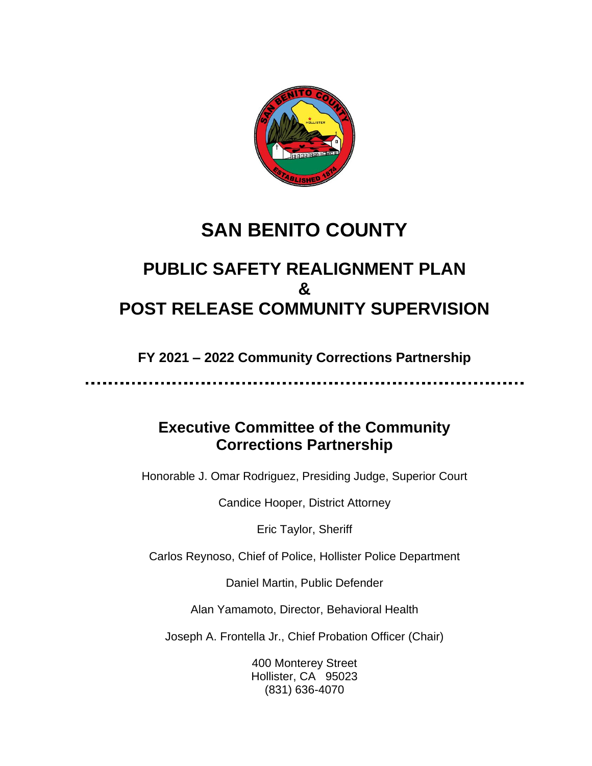# SAN BENITO COUNTY

## PUBLIC SAFETY REALIGNMENT PLAN
## &
## POST RELEASE COMMUNITY SUPERVISION

### FY 2021 – 2022 Community Corrections Partnership

---

### Executive Committee of the Community Corrections Partnership

Honorable J. Omar Rodriguez, Presiding Judge, Superior Court

Candice Hooper, District Attorney

Eric Taylor, Sheriff

Carlos Reynoso, Chief of Police, Hollister Police Department

Daniel Martin, Public Defender

Alan Yamamoto, Director, Behavioral Health

Joseph A. Frontella Jr., Chief Probation Officer (Chair)

400 Monterey Street
Hollister, CA 95023
(831) 636-4070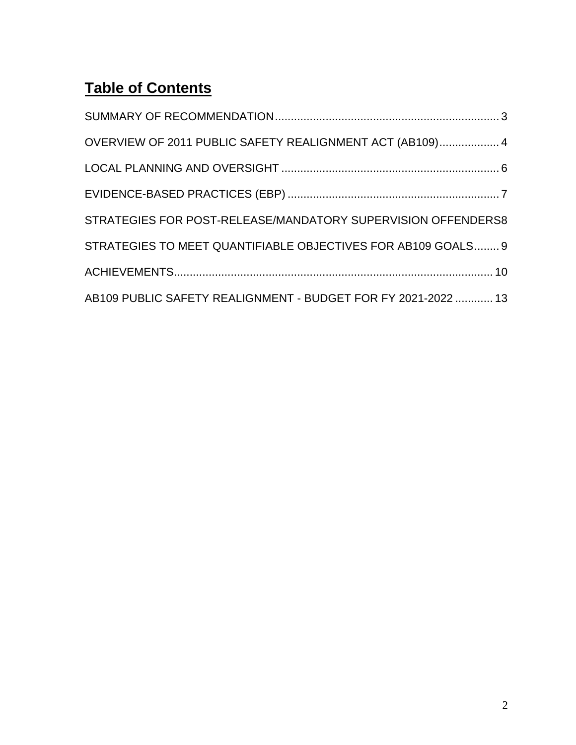# Table of Contents

SUMMARY OF RECOMMENDATION .......................................................................... 3

OVERVIEW OF 2011 PUBLIC SAFETY REALIGNMENT ACT (AB109) ................... 4

LOCAL PLANNING AND OVERSIGHT ..................................................................... 6

EVIDENCE-BASED PRACTICES (EBP) .................................................................... 7

STRATEGIES FOR POST-RELEASE/MANDATORY SUPERVISION OFFENDERS 8

STRATEGIES TO MEET QUANTIFIABLE OBJECTIVES FOR AB109 GOALS ........ 9

ACHIEVEMENTS ..................................................................................................... 10

AB109 PUBLIC SAFETY REALIGNMENT - BUDGET FOR FY 2021-2022 ............ 13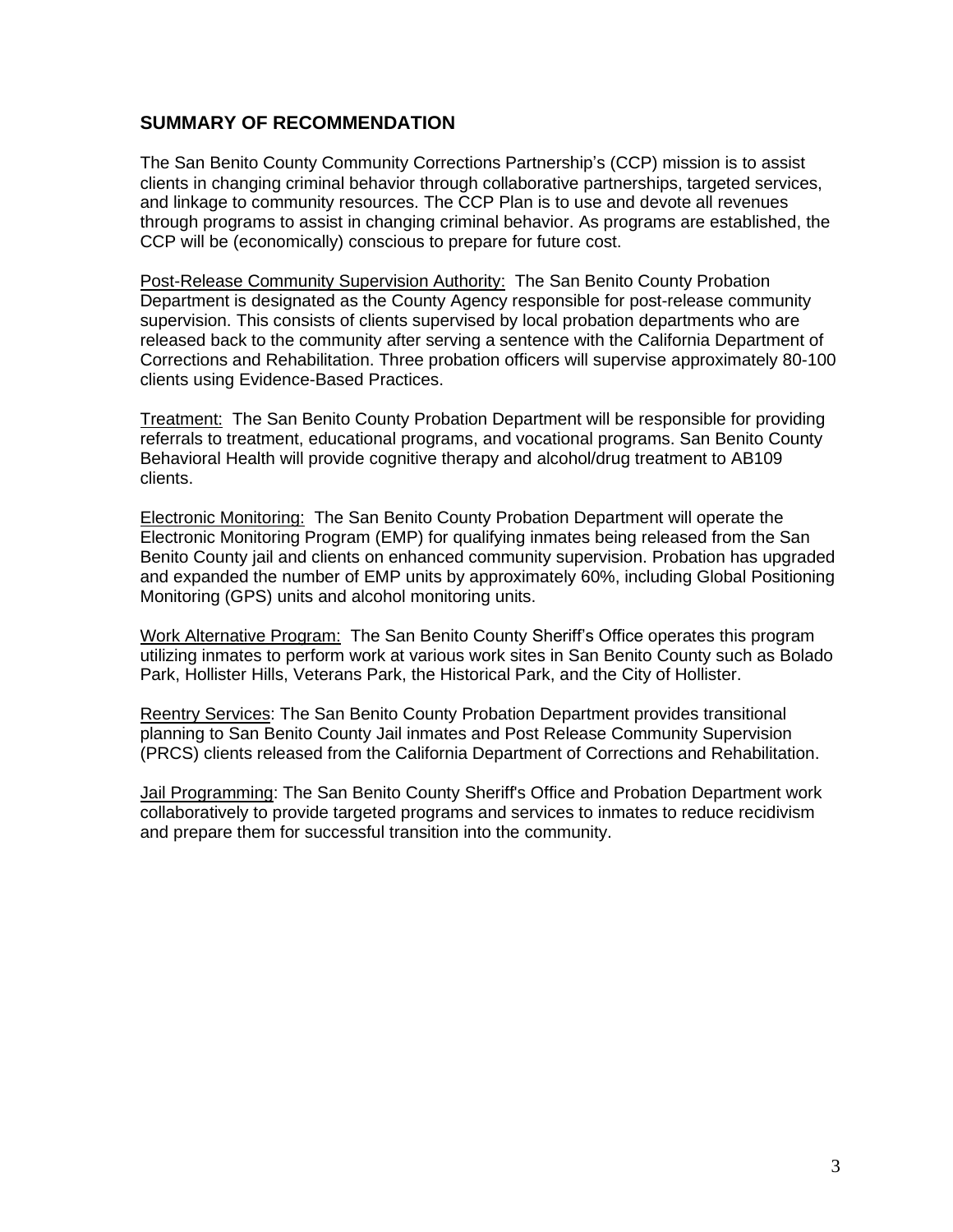## SUMMARY OF RECOMMENDATION

The San Benito County Community Corrections Partnership's (CCP) mission is to assist clients in changing criminal behavior through collaborative partnerships, targeted services, and linkage to community resources. The CCP Plan is to use and devote all revenues through programs to assist in changing criminal behavior. As programs are established, the CCP will be (economically) conscious to prepare for future cost.

Post-Release Community Supervision Authority: The San Benito County Probation Department is designated as the County Agency responsible for post-release community supervision. This consists of clients supervised by local probation departments who are released back to the community after serving a sentence with the California Department of Corrections and Rehabilitation. Three probation officers will supervise approximately 80-100 clients using Evidence-Based Practices.

Treatment: The San Benito County Probation Department will be responsible for providing referrals to treatment, educational programs, and vocational programs. San Benito County Behavioral Health will provide cognitive therapy and alcohol/drug treatment to AB109 clients.

Electronic Monitoring: The San Benito County Probation Department will operate the Electronic Monitoring Program (EMP) for qualifying inmates being released from the San Benito County jail and clients on enhanced community supervision. Probation has upgraded and expanded the number of EMP units by approximately 60%, including Global Positioning Monitoring (GPS) units and alcohol monitoring units.

Work Alternative Program: The San Benito County Sheriff's Office operates this program utilizing inmates to perform work at various work sites in San Benito County such as Bolado Park, Hollister Hills, Veterans Park, the Historical Park, and the City of Hollister.

Reentry Services: The San Benito County Probation Department provides transitional planning to San Benito County Jail inmates and Post Release Community Supervision (PRCS) clients released from the California Department of Corrections and Rehabilitation.

Jail Programming: The San Benito County Sheriff's Office and Probation Department work collaboratively to provide targeted programs and services to inmates to reduce recidivism and prepare them for successful transition into the community.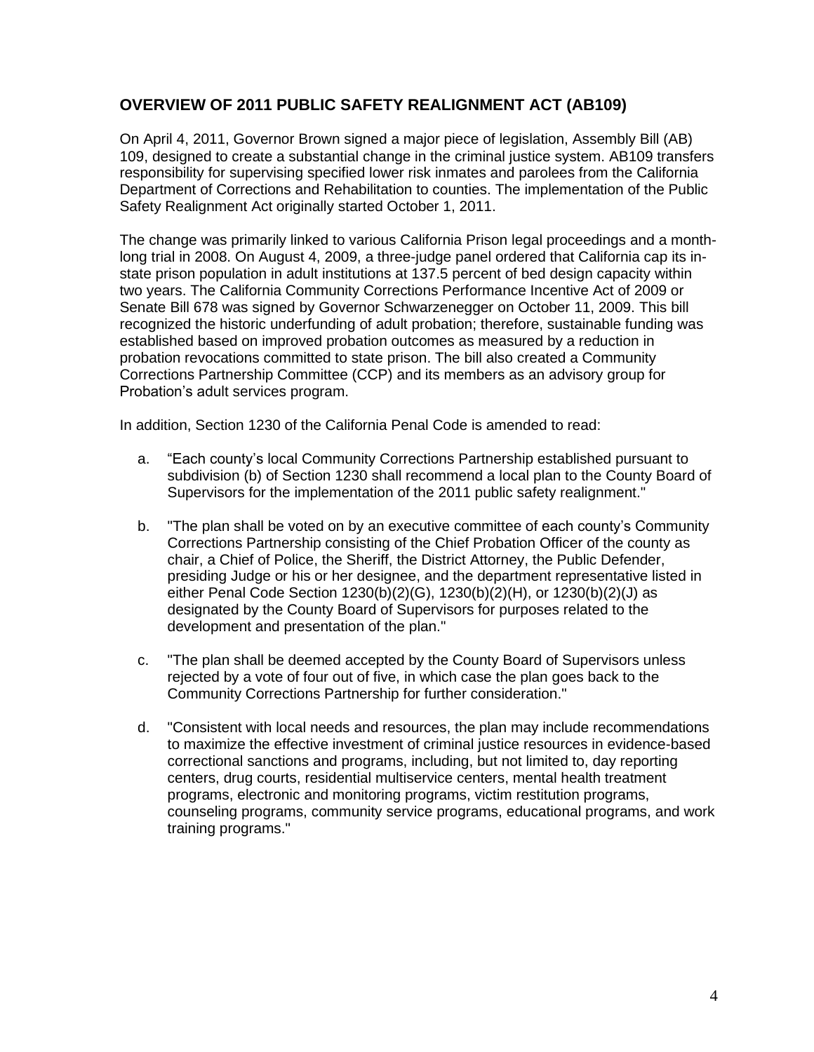## OVERVIEW OF 2011 PUBLIC SAFETY REALIGNMENT ACT (AB109)

On April 4, 2011, Governor Brown signed a major piece of legislation, Assembly Bill (AB) 109, designed to create a substantial change in the criminal justice system. AB109 transfers responsibility for supervising specified lower risk inmates and parolees from the California Department of Corrections and Rehabilitation to counties. The implementation of the Public Safety Realignment Act originally started October 1, 2011.

The change was primarily linked to various California Prison legal proceedings and a month-long trial in 2008. On August 4, 2009, a three-judge panel ordered that California cap its in-state prison population in adult institutions at 137.5 percent of bed design capacity within two years. The California Community Corrections Performance Incentive Act of 2009 or Senate Bill 678 was signed by Governor Schwarzenegger on October 11, 2009. This bill recognized the historic underfunding of adult probation; therefore, sustainable funding was established based on improved probation outcomes as measured by a reduction in probation revocations committed to state prison. The bill also created a Community Corrections Partnership Committee (CCP) and its members as an advisory group for Probation's adult services program.

In addition, Section 1230 of the California Penal Code is amended to read:

a. "Each county's local Community Corrections Partnership established pursuant to subdivision (b) of Section 1230 shall recommend a local plan to the County Board of Supervisors for the implementation of the 2011 public safety realignment."

b. "The plan shall be voted on by an executive committee of each county's Community Corrections Partnership consisting of the Chief Probation Officer of the county as chair, a Chief of Police, the Sheriff, the District Attorney, the Public Defender, presiding Judge or his or her designee, and the department representative listed in either Penal Code Section 1230(b)(2)(G), 1230(b)(2)(H), or 1230(b)(2)(J) as designated by the County Board of Supervisors for purposes related to the development and presentation of the plan."

c. "The plan shall be deemed accepted by the County Board of Supervisors unless rejected by a vote of four out of five, in which case the plan goes back to the Community Corrections Partnership for further consideration."

d. "Consistent with local needs and resources, the plan may include recommendations to maximize the effective investment of criminal justice resources in evidence-based correctional sanctions and programs, including, but not limited to, day reporting centers, drug courts, residential multiservice centers, mental health treatment programs, electronic and monitoring programs, victim restitution programs, counseling programs, community service programs, educational programs, and work training programs."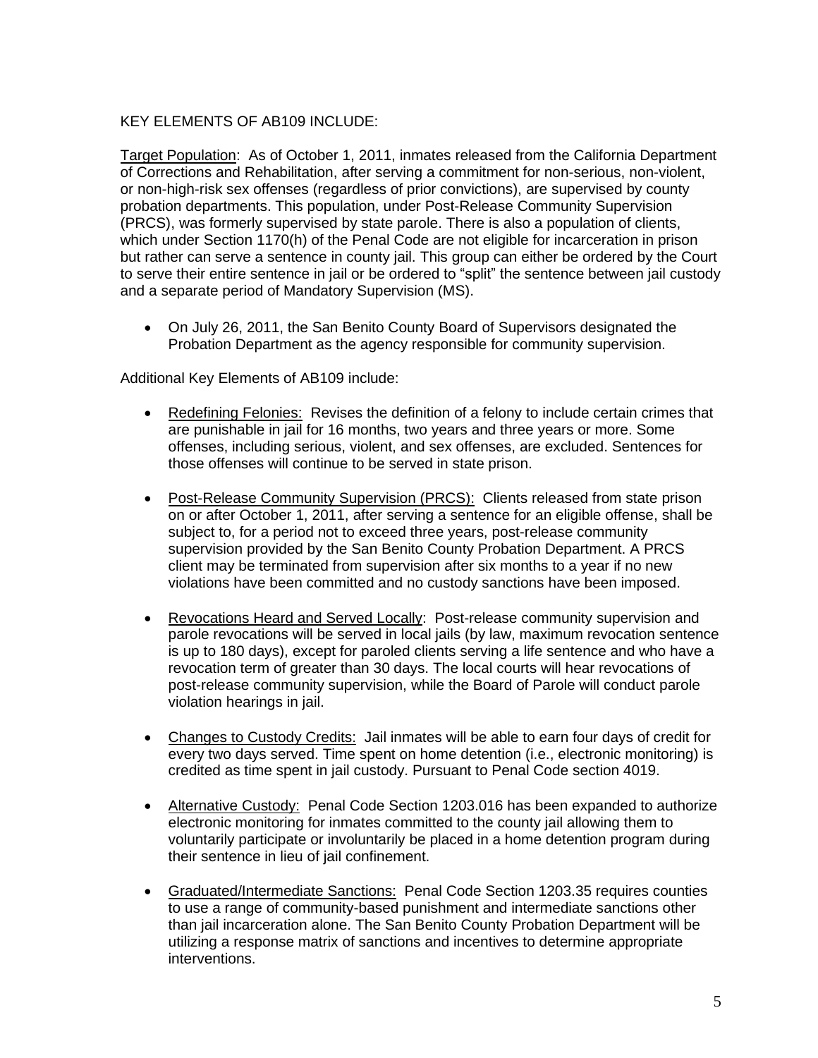KEY ELEMENTS OF AB109 INCLUDE:

Target Population: As of October 1, 2011, inmates released from the California Department of Corrections and Rehabilitation, after serving a commitment for non-serious, non-violent, or non-high-risk sex offenses (regardless of prior convictions), are supervised by county probation departments. This population, under Post-Release Community Supervision (PRCS), was formerly supervised by state parole. There is also a population of clients, which under Section 1170(h) of the Penal Code are not eligible for incarceration in prison but rather can serve a sentence in county jail. This group can either be ordered by the Court to serve their entire sentence in jail or be ordered to "split" the sentence between jail custody and a separate period of Mandatory Supervision (MS).

- On July 26, 2011, the San Benito County Board of Supervisors designated the Probation Department as the agency responsible for community supervision.

Additional Key Elements of AB109 include:

- Redefining Felonies: Revises the definition of a felony to include certain crimes that are punishable in jail for 16 months, two years and three years or more. Some offenses, including serious, violent, and sex offenses, are excluded. Sentences for those offenses will continue to be served in state prison.

- Post-Release Community Supervision (PRCS): Clients released from state prison on or after October 1, 2011, after serving a sentence for an eligible offense, shall be subject to, for a period not to exceed three years, post-release community supervision provided by the San Benito County Probation Department. A PRCS client may be terminated from supervision after six months to a year if no new violations have been committed and no custody sanctions have been imposed.

- Revocations Heard and Served Locally: Post-release community supervision and parole revocations will be served in local jails (by law, maximum revocation sentence is up to 180 days), except for paroled clients serving a life sentence and who have a revocation term of greater than 30 days. The local courts will hear revocations of post-release community supervision, while the Board of Parole will conduct parole violation hearings in jail.

- Changes to Custody Credits: Jail inmates will be able to earn four days of credit for every two days served. Time spent on home detention (i.e., electronic monitoring) is credited as time spent in jail custody. Pursuant to Penal Code section 4019.

- Alternative Custody: Penal Code Section 1203.016 has been expanded to authorize electronic monitoring for inmates committed to the county jail allowing them to voluntarily participate or involuntarily be placed in a home detention program during their sentence in lieu of jail confinement.

- Graduated/Intermediate Sanctions: Penal Code Section 1203.35 requires counties to use a range of community-based punishment and intermediate sanctions other than jail incarceration alone. The San Benito County Probation Department will be utilizing a response matrix of sanctions and incentives to determine appropriate interventions.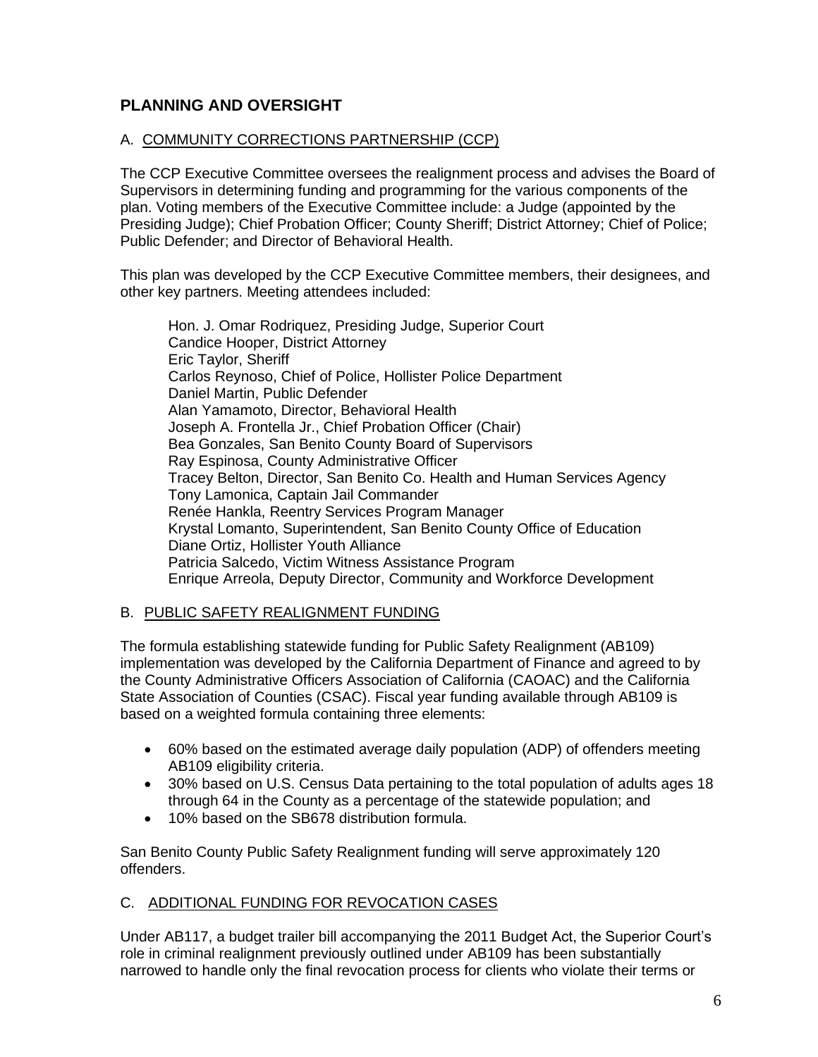## PLANNING AND OVERSIGHT

### A. COMMUNITY CORRECTIONS PARTNERSHIP (CCP)

The CCP Executive Committee oversees the realignment process and advises the Board of Supervisors in determining funding and programming for the various components of the plan. Voting members of the Executive Committee include: a Judge (appointed by the Presiding Judge); Chief Probation Officer; County Sheriff; District Attorney; Chief of Police; Public Defender; and Director of Behavioral Health.

This plan was developed by the CCP Executive Committee members, their designees, and other key partners. Meeting attendees included:

Hon. J. Omar Rodriquez, Presiding Judge, Superior Court
Candice Hooper, District Attorney
Eric Taylor, Sheriff
Carlos Reynoso, Chief of Police, Hollister Police Department
Daniel Martin, Public Defender
Alan Yamamoto, Director, Behavioral Health
Joseph A. Frontella Jr., Chief Probation Officer (Chair)
Bea Gonzales, San Benito County Board of Supervisors
Ray Espinosa, County Administrative Officer
Tracey Belton, Director, San Benito Co. Health and Human Services Agency
Tony Lamonica, Captain Jail Commander
Renée Hankla, Reentry Services Program Manager
Krystal Lomanto, Superintendent, San Benito County Office of Education
Diane Ortiz, Hollister Youth Alliance
Patricia Salcedo, Victim Witness Assistance Program
Enrique Arreola, Deputy Director, Community and Workforce Development

### B. PUBLIC SAFETY REALIGNMENT FUNDING

The formula establishing statewide funding for Public Safety Realignment (AB109) implementation was developed by the California Department of Finance and agreed to by the County Administrative Officers Association of California (CAOAC) and the California State Association of Counties (CSAC). Fiscal year funding available through AB109 is based on a weighted formula containing three elements:

- 60% based on the estimated average daily population (ADP) of offenders meeting AB109 eligibility criteria.
- 30% based on U.S. Census Data pertaining to the total population of adults ages 18 through 64 in the County as a percentage of the statewide population; and
- 10% based on the SB678 distribution formula.

San Benito County Public Safety Realignment funding will serve approximately 120 offenders.

### C. ADDITIONAL FUNDING FOR REVOCATION CASES

Under AB117, a budget trailer bill accompanying the 2011 Budget Act, the Superior Court's role in criminal realignment previously outlined under AB109 has been substantially narrowed to handle only the final revocation process for clients who violate their terms or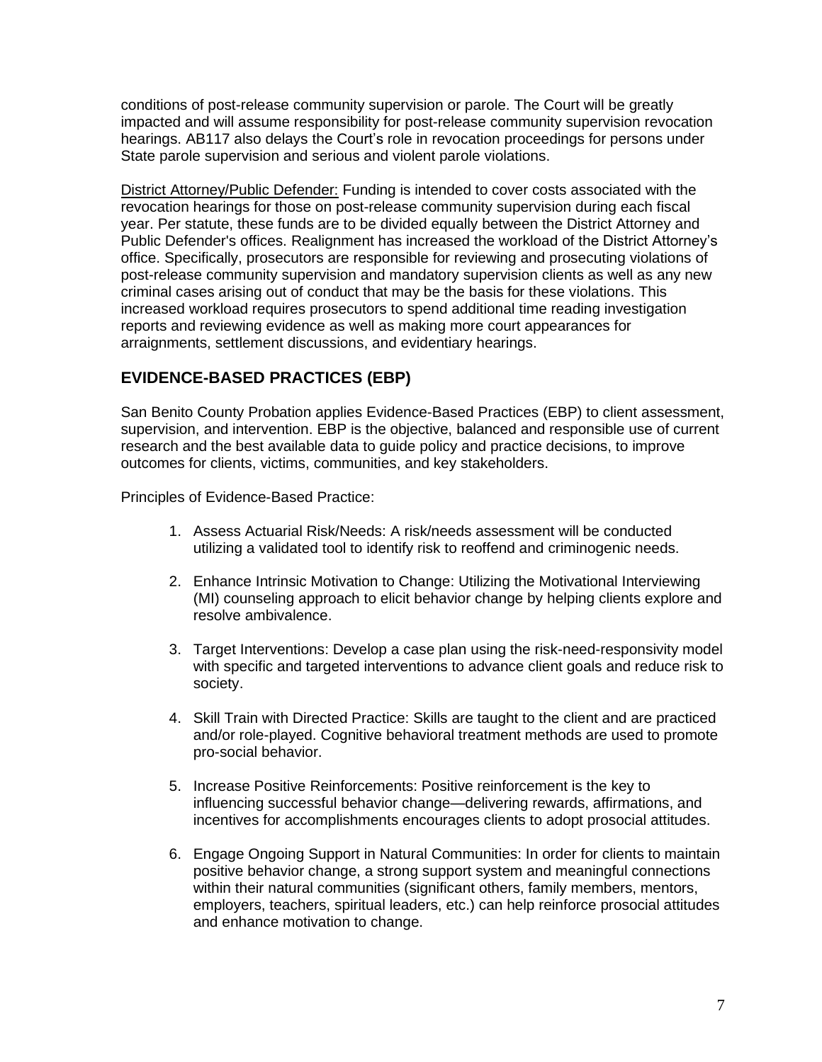conditions of post-release community supervision or parole. The Court will be greatly impacted and will assume responsibility for post-release community supervision revocation hearings. AB117 also delays the Court's role in revocation proceedings for persons under State parole supervision and serious and violent parole violations.

District Attorney/Public Defender: Funding is intended to cover costs associated with the revocation hearings for those on post-release community supervision during each fiscal year. Per statute, these funds are to be divided equally between the District Attorney and Public Defender's offices. Realignment has increased the workload of the District Attorney's office. Specifically, prosecutors are responsible for reviewing and prosecuting violations of post-release community supervision and mandatory supervision clients as well as any new criminal cases arising out of conduct that may be the basis for these violations. This increased workload requires prosecutors to spend additional time reading investigation reports and reviewing evidence as well as making more court appearances for arraignments, settlement discussions, and evidentiary hearings.

## EVIDENCE-BASED PRACTICES (EBP)

San Benito County Probation applies Evidence-Based Practices (EBP) to client assessment, supervision, and intervention. EBP is the objective, balanced and responsible use of current research and the best available data to guide policy and practice decisions, to improve outcomes for clients, victims, communities, and key stakeholders.

Principles of Evidence-Based Practice:

1. Assess Actuarial Risk/Needs: A risk/needs assessment will be conducted utilizing a validated tool to identify risk to reoffend and criminogenic needs.

2. Enhance Intrinsic Motivation to Change: Utilizing the Motivational Interviewing (MI) counseling approach to elicit behavior change by helping clients explore and resolve ambivalence.

3. Target Interventions: Develop a case plan using the risk-need-responsivity model with specific and targeted interventions to advance client goals and reduce risk to society.

4. Skill Train with Directed Practice: Skills are taught to the client and are practiced and/or role-played. Cognitive behavioral treatment methods are used to promote pro-social behavior.

5. Increase Positive Reinforcements: Positive reinforcement is the key to influencing successful behavior change—delivering rewards, affirmations, and incentives for accomplishments encourages clients to adopt prosocial attitudes.

6. Engage Ongoing Support in Natural Communities: In order for clients to maintain positive behavior change, a strong support system and meaningful connections within their natural communities (significant others, family members, mentors, employers, teachers, spiritual leaders, etc.) can help reinforce prosocial attitudes and enhance motivation to change.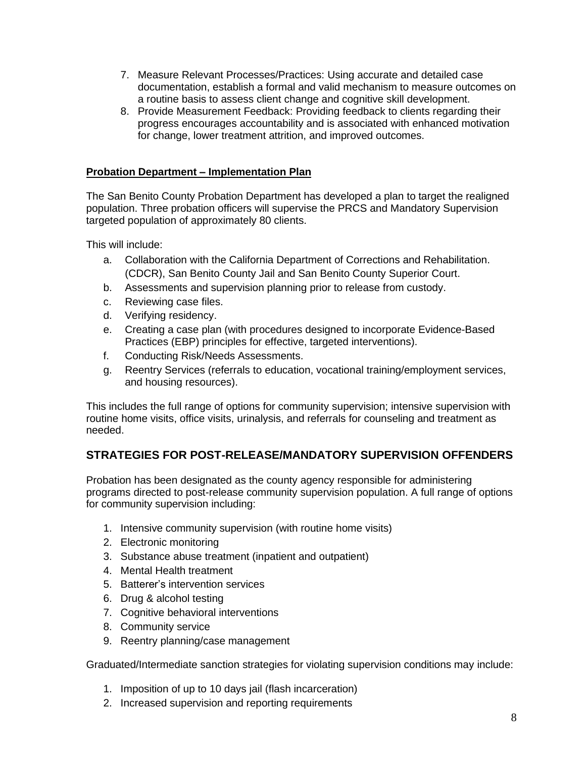7. Measure Relevant Processes/Practices: Using accurate and detailed case documentation, establish a formal and valid mechanism to measure outcomes on a routine basis to assess client change and cognitive skill development.
8. Provide Measurement Feedback: Providing feedback to clients regarding their progress encourages accountability and is associated with enhanced motivation for change, lower treatment attrition, and improved outcomes.

**Probation Department – Implementation Plan**

The San Benito County Probation Department has developed a plan to target the realigned population. Three probation officers will supervise the PRCS and Mandatory Supervision targeted population of approximately 80 clients.

This will include:

a. Collaboration with the California Department of Corrections and Rehabilitation. (CDCR), San Benito County Jail and San Benito County Superior Court.
b. Assessments and supervision planning prior to release from custody.
c. Reviewing case files.
d. Verifying residency.
e. Creating a case plan (with procedures designed to incorporate Evidence-Based Practices (EBP) principles for effective, targeted interventions).
f. Conducting Risk/Needs Assessments.
g. Reentry Services (referrals to education, vocational training/employment services, and housing resources).

This includes the full range of options for community supervision; intensive supervision with routine home visits, office visits, urinalysis, and referrals for counseling and treatment as needed.

## STRATEGIES FOR POST-RELEASE/MANDATORY SUPERVISION OFFENDERS

Probation has been designated as the county agency responsible for administering programs directed to post-release community supervision population. A full range of options for community supervision including:

1. Intensive community supervision (with routine home visits)
2. Electronic monitoring
3. Substance abuse treatment (inpatient and outpatient)
4. Mental Health treatment
5. Batterer's intervention services
6. Drug & alcohol testing
7. Cognitive behavioral interventions
8. Community service
9. Reentry planning/case management

Graduated/Intermediate sanction strategies for violating supervision conditions may include:

1. Imposition of up to 10 days jail (flash incarceration)
2. Increased supervision and reporting requirements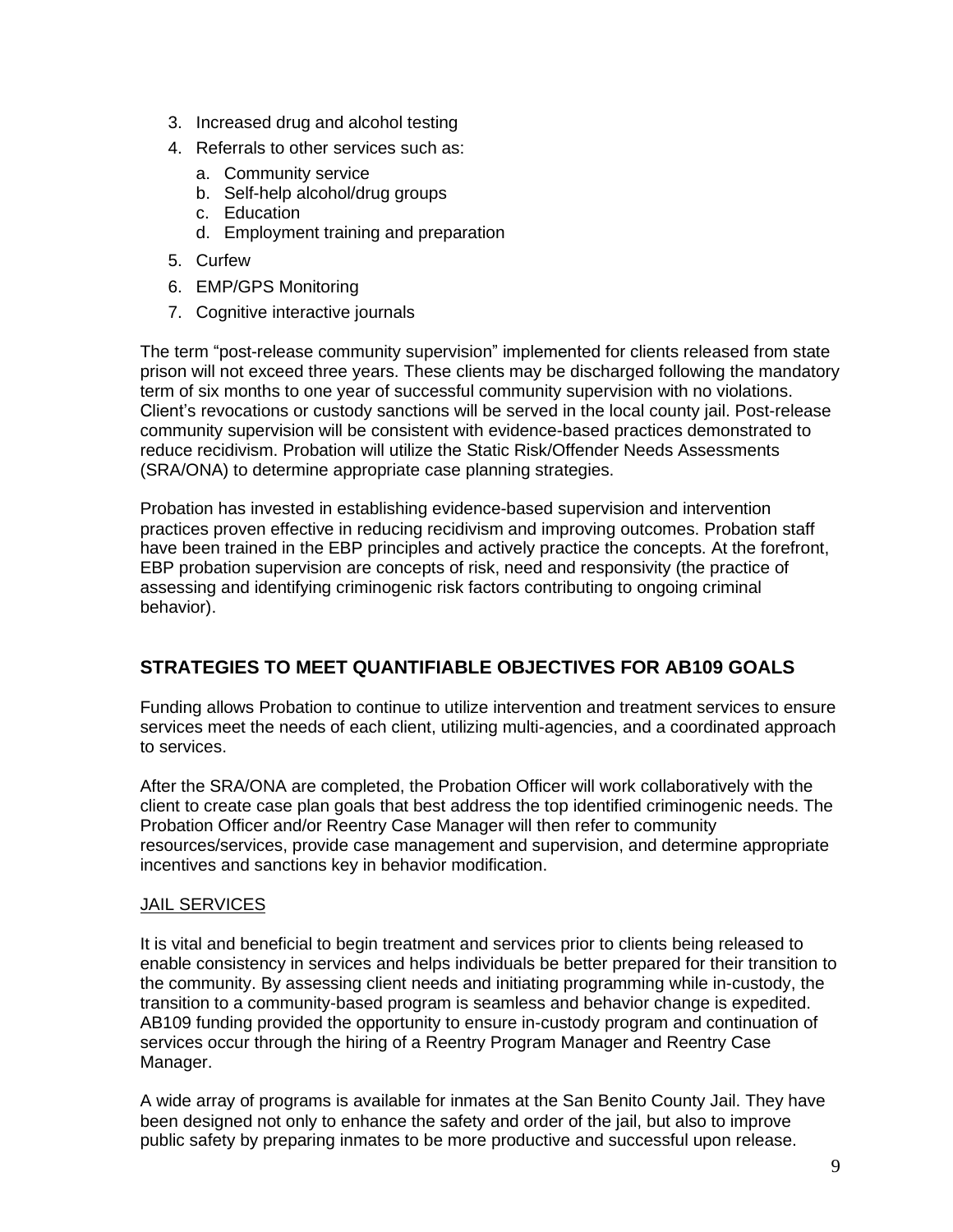3. Increased drug and alcohol testing
4. Referrals to other services such as:
    a. Community service
    b. Self-help alcohol/drug groups
    c. Education
    d. Employment training and preparation
5. Curfew
6. EMP/GPS Monitoring
7. Cognitive interactive journals

The term "post-release community supervision" implemented for clients released from state prison will not exceed three years. These clients may be discharged following the mandatory term of six months to one year of successful community supervision with no violations. Client's revocations or custody sanctions will be served in the local county jail. Post-release community supervision will be consistent with evidence-based practices demonstrated to reduce recidivism. Probation will utilize the Static Risk/Offender Needs Assessments (SRA/ONA) to determine appropriate case planning strategies.

Probation has invested in establishing evidence-based supervision and intervention practices proven effective in reducing recidivism and improving outcomes. Probation staff have been trained in the EBP principles and actively practice the concepts. At the forefront, EBP probation supervision are concepts of risk, need and responsivity (the practice of assessing and identifying criminogenic risk factors contributing to ongoing criminal behavior).

## STRATEGIES TO MEET QUANTIFIABLE OBJECTIVES FOR AB109 GOALS

Funding allows Probation to continue to utilize intervention and treatment services to ensure services meet the needs of each client, utilizing multi-agencies, and a coordinated approach to services.

After the SRA/ONA are completed, the Probation Officer will work collaboratively with the client to create case plan goals that best address the top identified criminogenic needs. The Probation Officer and/or Reentry Case Manager will then refer to community resources/services, provide case management and supervision, and determine appropriate incentives and sanctions key in behavior modification.

### JAIL SERVICES

It is vital and beneficial to begin treatment and services prior to clients being released to enable consistency in services and helps individuals be better prepared for their transition to the community. By assessing client needs and initiating programming while in-custody, the transition to a community-based program is seamless and behavior change is expedited. AB109 funding provided the opportunity to ensure in-custody program and continuation of services occur through the hiring of a Reentry Program Manager and Reentry Case Manager.

A wide array of programs is available for inmates at the San Benito County Jail. They have been designed not only to enhance the safety and order of the jail, but also to improve public safety by preparing inmates to be more productive and successful upon release.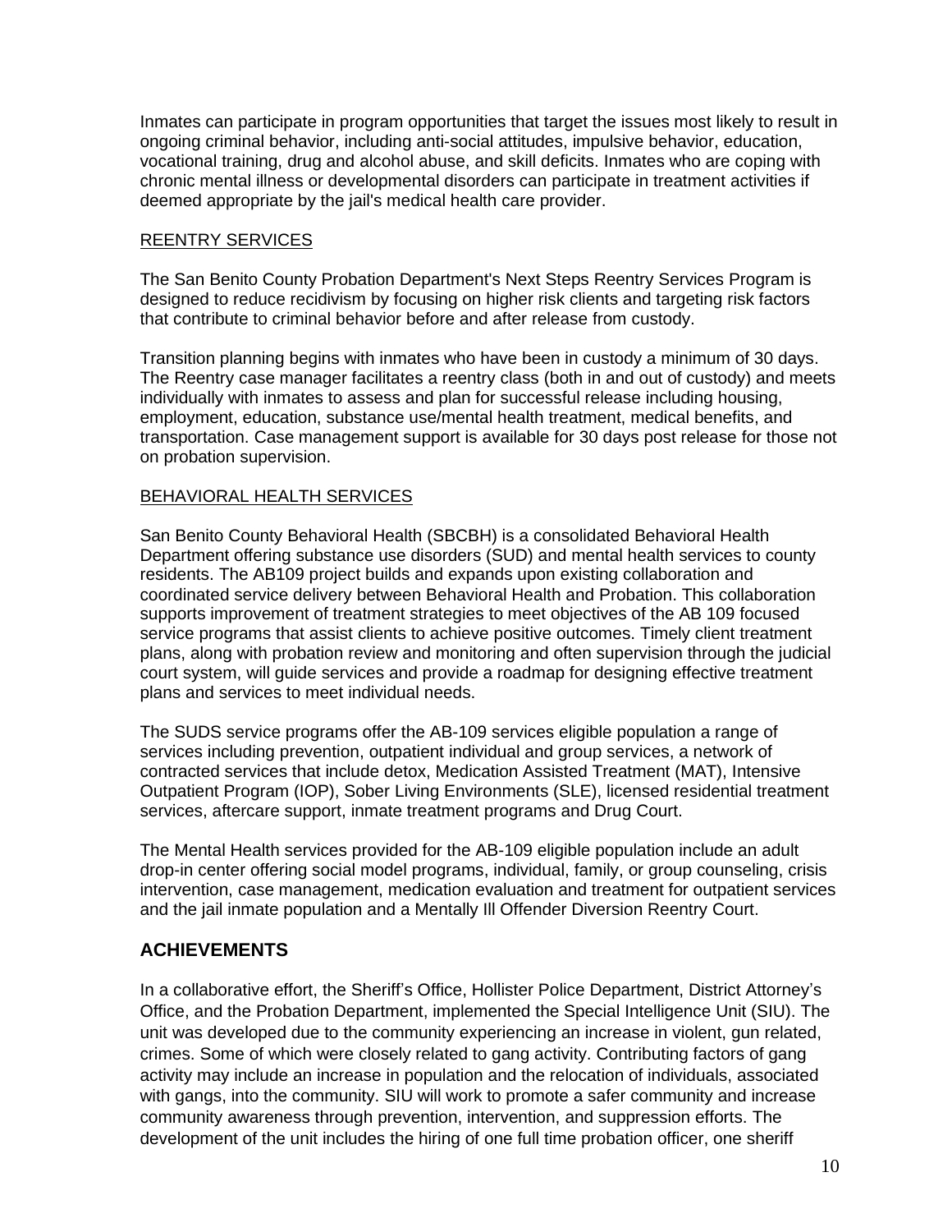Inmates can participate in program opportunities that target the issues most likely to result in ongoing criminal behavior, including anti-social attitudes, impulsive behavior, education, vocational training, drug and alcohol abuse, and skill deficits. Inmates who are coping with chronic mental illness or developmental disorders can participate in treatment activities if deemed appropriate by the jail's medical health care provider.

### REENTRY SERVICES

The San Benito County Probation Department's Next Steps Reentry Services Program is designed to reduce recidivism by focusing on higher risk clients and targeting risk factors that contribute to criminal behavior before and after release from custody.

Transition planning begins with inmates who have been in custody a minimum of 30 days. The Reentry case manager facilitates a reentry class (both in and out of custody) and meets individually with inmates to assess and plan for successful release including housing, employment, education, substance use/mental health treatment, medical benefits, and transportation. Case management support is available for 30 days post release for those not on probation supervision.

### BEHAVIORAL HEALTH SERVICES

San Benito County Behavioral Health (SBCBH) is a consolidated Behavioral Health Department offering substance use disorders (SUD) and mental health services to county residents. The AB109 project builds and expands upon existing collaboration and coordinated service delivery between Behavioral Health and Probation. This collaboration supports improvement of treatment strategies to meet objectives of the AB 109 focused service programs that assist clients to achieve positive outcomes. Timely client treatment plans, along with probation review and monitoring and often supervision through the judicial court system, will guide services and provide a roadmap for designing effective treatment plans and services to meet individual needs.

The SUDS service programs offer the AB-109 services eligible population a range of services including prevention, outpatient individual and group services, a network of contracted services that include detox, Medication Assisted Treatment (MAT), Intensive Outpatient Program (IOP), Sober Living Environments (SLE), licensed residential treatment services, aftercare support, inmate treatment programs and Drug Court.

The Mental Health services provided for the AB-109 eligible population include an adult drop-in center offering social model programs, individual, family, or group counseling, crisis intervention, case management, medication evaluation and treatment for outpatient services and the jail inmate population and a Mentally Ill Offender Diversion Reentry Court.

## ACHIEVEMENTS

In a collaborative effort, the Sheriff's Office, Hollister Police Department, District Attorney's Office, and the Probation Department, implemented the Special Intelligence Unit (SIU). The unit was developed due to the community experiencing an increase in violent, gun related, crimes. Some of which were closely related to gang activity. Contributing factors of gang activity may include an increase in population and the relocation of individuals, associated with gangs, into the community. SIU will work to promote a safer community and increase community awareness through prevention, intervention, and suppression efforts. The development of the unit includes the hiring of one full time probation officer, one sheriff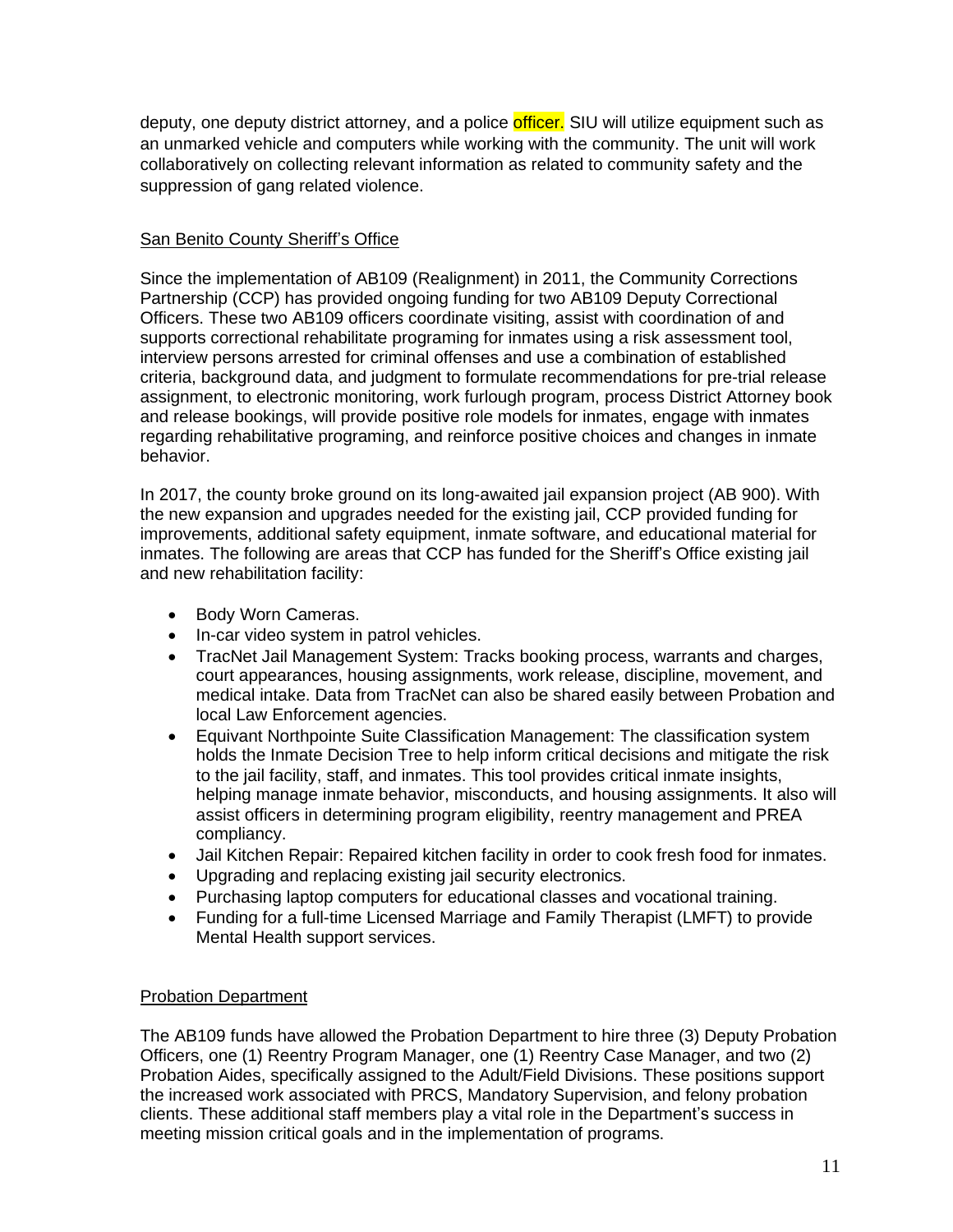deputy, one deputy district attorney, and a police officer. SIU will utilize equipment such as an unmarked vehicle and computers while working with the community. The unit will work collaboratively on collecting relevant information as related to community safety and the suppression of gang related violence.

<u>San Benito County Sheriff's Office</u>

Since the implementation of AB109 (Realignment) in 2011, the Community Corrections Partnership (CCP) has provided ongoing funding for two AB109 Deputy Correctional Officers. These two AB109 officers coordinate visiting, assist with coordination of and supports correctional rehabilitate programing for inmates using a risk assessment tool, interview persons arrested for criminal offenses and use a combination of established criteria, background data, and judgment to formulate recommendations for pre-trial release assignment, to electronic monitoring, work furlough program, process District Attorney book and release bookings, will provide positive role models for inmates, engage with inmates regarding rehabilitative programing, and reinforce positive choices and changes in inmate behavior.

In 2017, the county broke ground on its long-awaited jail expansion project (AB 900). With the new expansion and upgrades needed for the existing jail, CCP provided funding for improvements, additional safety equipment, inmate software, and educational material for inmates. The following are areas that CCP has funded for the Sheriff's Office existing jail and new rehabilitation facility:

- Body Worn Cameras.
- In-car video system in patrol vehicles.
- TracNet Jail Management System: Tracks booking process, warrants and charges, court appearances, housing assignments, work release, discipline, movement, and medical intake. Data from TracNet can also be shared easily between Probation and local Law Enforcement agencies.
- Equivant Northpointe Suite Classification Management: The classification system holds the Inmate Decision Tree to help inform critical decisions and mitigate the risk to the jail facility, staff, and inmates. This tool provides critical inmate insights, helping manage inmate behavior, misconducts, and housing assignments. It also will assist officers in determining program eligibility, reentry management and PREA compliancy.
- Jail Kitchen Repair: Repaired kitchen facility in order to cook fresh food for inmates.
- Upgrading and replacing existing jail security electronics.
- Purchasing laptop computers for educational classes and vocational training.
- Funding for a full-time Licensed Marriage and Family Therapist (LMFT) to provide Mental Health support services.

<u>Probation Department</u>

The AB109 funds have allowed the Probation Department to hire three (3) Deputy Probation Officers, one (1) Reentry Program Manager, one (1) Reentry Case Manager, and two (2) Probation Aides, specifically assigned to the Adult/Field Divisions. These positions support the increased work associated with PRCS, Mandatory Supervision, and felony probation clients. These additional staff members play a vital role in the Department's success in meeting mission critical goals and in the implementation of programs.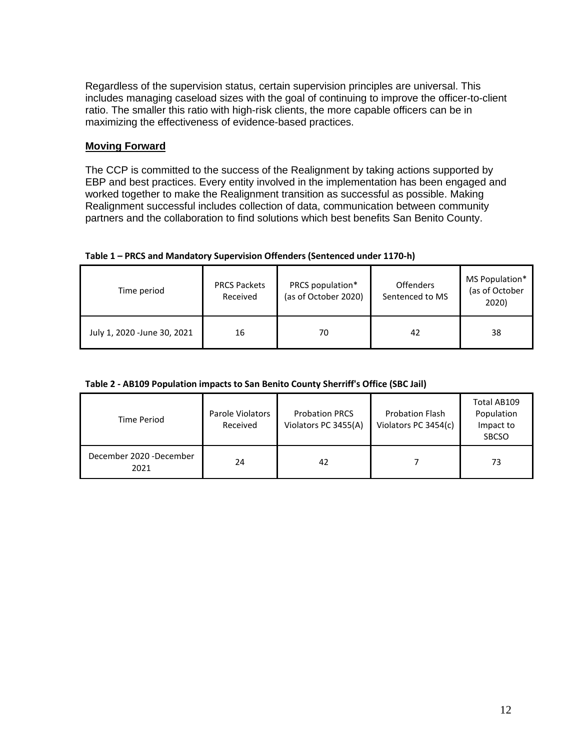Regardless of the supervision status, certain supervision principles are universal. This includes managing caseload sizes with the goal of continuing to improve the officer-to-client ratio. The smaller this ratio with high-risk clients, the more capable officers can be in maximizing the effectiveness of evidence-based practices.

## Moving Forward

The CCP is committed to the success of the Realignment by taking actions supported by EBP and best practices. Every entity involved in the implementation has been engaged and worked together to make the Realignment transition as successful as possible. Making Realignment successful includes collection of data, communication between community partners and the collaboration to find solutions which best benefits San Benito County.

**Table 1 – PRCS and Mandatory Supervision Offenders (Sentenced under 1170-h)**

| Time period | PRCS Packets Received | PRCS population* (as of October 2020) | Offenders Sentenced to MS | MS Population* (as of October 2020) |
|---|---|---|---|---|
| July 1, 2020 -June 30, 2021 | 16 | 70 | 42 | 38 |

**Table 2 - AB109 Population impacts to San Benito County Sherriff's Office (SBC Jail)**

| Time Period | Parole Violators Received | Probation PRCS Violators PC 3455(A) | Probation Flash Violators PC 3454(c) | Total AB109 Population Impact to SBCSO |
|---|---|---|---|---|
| December 2020 -December 2021 | 24 | 42 | 7 | 73 |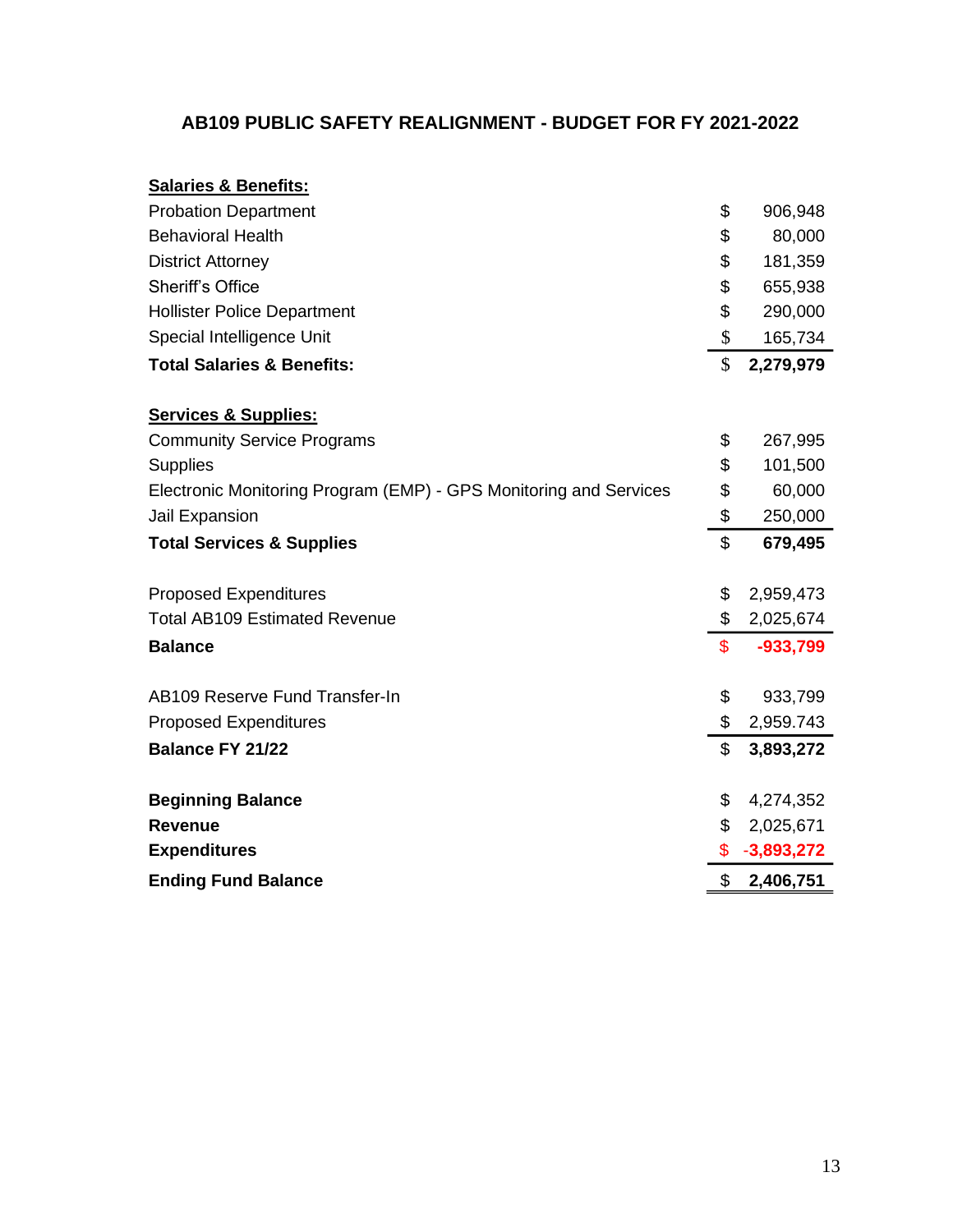## AB109 PUBLIC SAFETY REALIGNMENT - BUDGET FOR FY 2021-2022

| | | |
|---|---|---|
| **Salaries & Benefits:** | | |
| Probation Department | $ | 906,948 |
| Behavioral Health | $ | 80,000 |
| District Attorney | $ | 181,359 |
| Sheriff's Office | $ | 655,938 |
| Hollister Police Department | $ | 290,000 |
| Special Intelligence Unit | $ | 165,734 |
| **Total Salaries & Benefits:** | $ | **2,279,979** |
| | | |
| **Services & Supplies:** | | |
| Community Service Programs | $ | 267,995 |
| Supplies | $ | 101,500 |
| Electronic Monitoring Program (EMP) - GPS Monitoring and Services | $ | 60,000 |
| Jail Expansion | $ | 250,000 |
| **Total Services & Supplies** | $ | **679,495** |
| | | |
| Proposed Expenditures | $ | 2,959,473 |
| Total AB109 Estimated Revenue | $ | 2,025,674 |
| **Balance** | $ | **-933,799** |
| | | |
| AB109 Reserve Fund Transfer-In | $ | 933,799 |
| Proposed Expenditures | $ | 2,959.743 |
| **Balance FY 21/22** | $ | **3,893,272** |
| | | |
| **Beginning Balance** | $ | 4,274,352 |
| **Revenue** | $ | 2,025,671 |
| **Expenditures** | $ | -3,893,272 |
| **Ending Fund Balance** | $ | **2,406,751** |